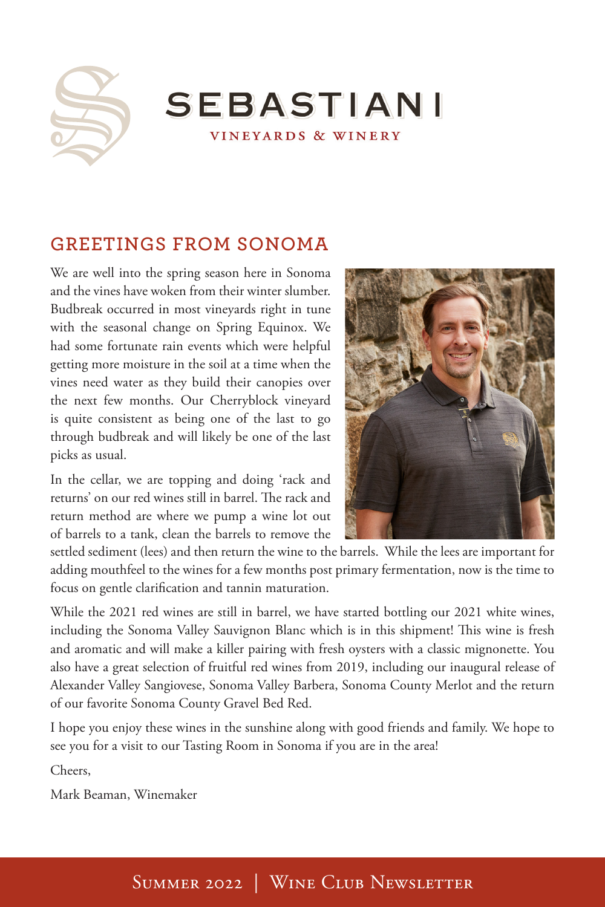# SEBASTIANI

VINEYARDS & WINERY

## GREETINGS FROM SONOMA

We are well into the spring season here in Sonoma and the vines have woken from their winter slumber. Budbreak occurred in most vineyards right in tune with the seasonal change on Spring Equinox. We had some fortunate rain events which were helpful getting more moisture in the soil at a time when the vines need water as they build their canopies over the next few months. Our Cherryblock vineyard is quite consistent as being one of the last to go through budbreak and will likely be one of the last picks as usual.

In the cellar, we are topping and doing 'rack and returns' on our red wines still in barrel. The rack and return method are where we pump a wine lot out of barrels to a tank, clean the barrels to remove the settled sediment (lees) and then return the wine to the barrels. While the lees are important for adding mouthfeel to the wines for a few months post primary fermentation, now is the time to focus on gentle clarification and tannin maturation.

While the 2021 red wines are still in barrel, we have started bottling our 2021 white wines, including the Sonoma Valley Sauvignon Blanc which is in this shipment! This wine is fresh and aromatic and will make a killer pairing with fresh oysters with a classic mignonette. You also have a great selection of fruitful red wines from 2019, including our inaugural release of Alexander Valley Sangiovese, Sonoma Valley Barbera, Sonoma County Merlot and the return of our favorite Sonoma County Gravel Bed Red.

I hope you enjoy these wines in the sunshine along with good friends and family. We hope to see you for a visit to our Tasting Room in Sonoma if you are in the area!

Cheers,

Mark Beaman, Winemaker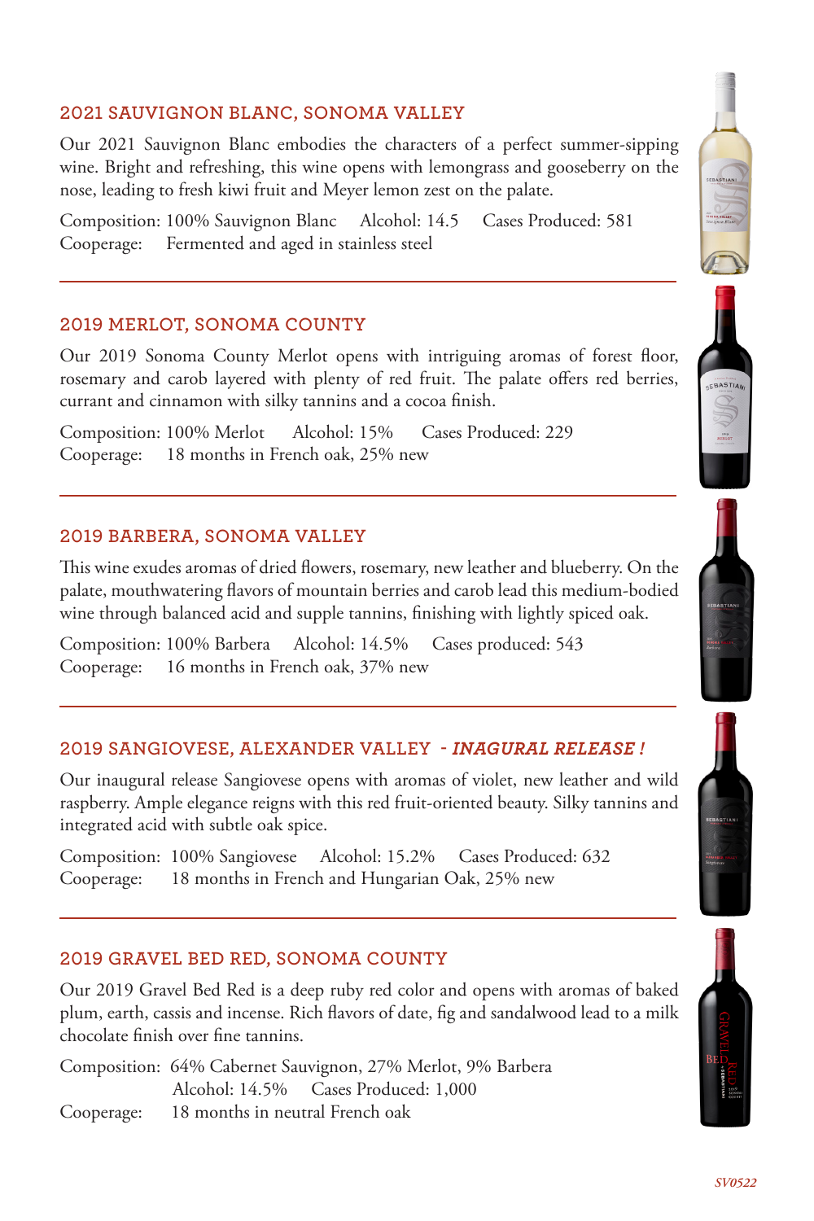## 2021 SAUVIGNON BLANC, SONOMA VALLEY

Our 2021 Sauvignon Blanc embodies the characters of a perfect summer-sipping wine. Bright and refreshing, this wine opens with lemongrass and gooseberry on the nose, leading to fresh kiwi fruit and Meyer lemon zest on the palate.

Composition: 100% Sauvignon Blanc  Alcohol: 14.5  Cases Produced: 581
Cooperage: Fermented and aged in stainless steel

---

## 2019 MERLOT, SONOMA COUNTY

Our 2019 Sonoma County Merlot opens with intriguing aromas of forest floor, rosemary and carob layered with plenty of red fruit. The palate offers red berries, currant and cinnamon with silky tannins and a cocoa finish.

Composition: 100% Merlot  Alcohol: 15%  Cases Produced: 229
Cooperage: 18 months in French oak, 25% new

---

## 2019 BARBERA, SONOMA VALLEY

This wine exudes aromas of dried flowers, rosemary, new leather and blueberry. On the palate, mouthwatering flavors of mountain berries and carob lead this medium-bodied wine through balanced acid and supple tannins, finishing with lightly spiced oak.

Composition: 100% Barbera  Alcohol: 14.5%  Cases produced: 543
Cooperage: 16 months in French oak, 37% new

---

## 2019 SANGIOVESE, ALEXANDER VALLEY - *INAGURAL RELEASE !*

Our inaugural release Sangiovese opens with aromas of violet, new leather and wild raspberry. Ample elegance reigns with this red fruit-oriented beauty. Silky tannins and integrated acid with subtle oak spice.

Composition: 100% Sangiovese  Alcohol: 15.2%  Cases Produced: 632
Cooperage: 18 months in French and Hungarian Oak, 25% new

---

## 2019 GRAVEL BED RED, SONOMA COUNTY

Our 2019 Gravel Bed Red is a deep ruby red color and opens with aromas of baked plum, earth, cassis and incense. Rich flavors of date, fig and sandalwood lead to a milk chocolate finish over fine tannins.

Composition: 64% Cabernet Sauvignon, 27% Merlot, 9% Barbera
Alcohol: 14.5%  Cases Produced: 1,000
Cooperage: 18 months in neutral French oak

*SV0522*